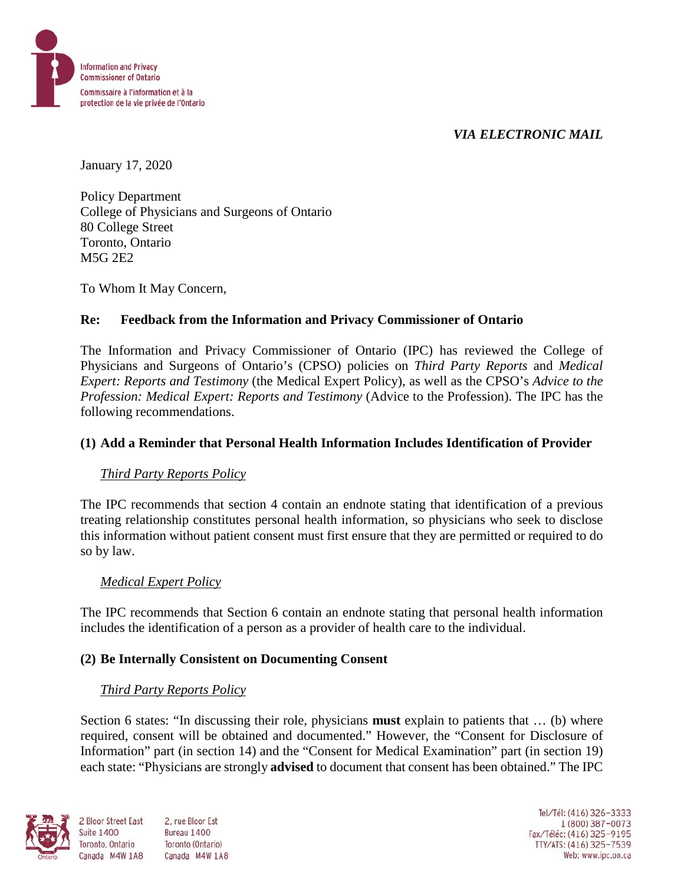Information and Privacy Commissioner of Ontario
Commissaire à l'information et à la protection de la vie privée de l'Ontario

*VIA ELECTRONIC MAIL*

January 17, 2020

Policy Department
College of Physicians and Surgeons of Ontario
80 College Street
Toronto, Ontario
M5G 2E2

To Whom It May Concern,

**Re: Feedback from the Information and Privacy Commissioner of Ontario**

The Information and Privacy Commissioner of Ontario (IPC) has reviewed the College of Physicians and Surgeons of Ontario's (CPSO) policies on *Third Party Reports* and *Medical Expert: Reports and Testimony* (the Medical Expert Policy), as well as the CPSO's *Advice to the Profession: Medical Expert: Reports and Testimony* (Advice to the Profession). The IPC has the following recommendations.

## (1) Add a Reminder that Personal Health Information Includes Identification of Provider

### *Third Party Reports Policy*

The IPC recommends that section 4 contain an endnote stating that identification of a previous treating relationship constitutes personal health information, so physicians who seek to disclose this information without patient consent must first ensure that they are permitted or required to do so by law.

### *Medical Expert Policy*

The IPC recommends that Section 6 contain an endnote stating that personal health information includes the identification of a person as a provider of health care to the individual.

## (2) Be Internally Consistent on Documenting Consent

### *Third Party Reports Policy*

Section 6 states: "In discussing their role, physicians **must** explain to patients that … (b) where required, consent will be obtained and documented." However, the "Consent for Disclosure of Information" part (in section 14) and the "Consent for Medical Examination" part (in section 19) each state: "Physicians are strongly **advised** to document that consent has been obtained." The IPC

2 Bloor Street East, Suite 1400, Toronto, Ontario, Canada M4W 1A8
2, rue Bloor Est, Bureau 1400, Toronto (Ontario), Canada M4W 1A8

Tel/Tél: (416) 326-3333
1 (800) 387-0073
Fax/Téléc: (416) 325-9195
TTY/ATS: (416) 325-7539
Web: www.ipc.on.ca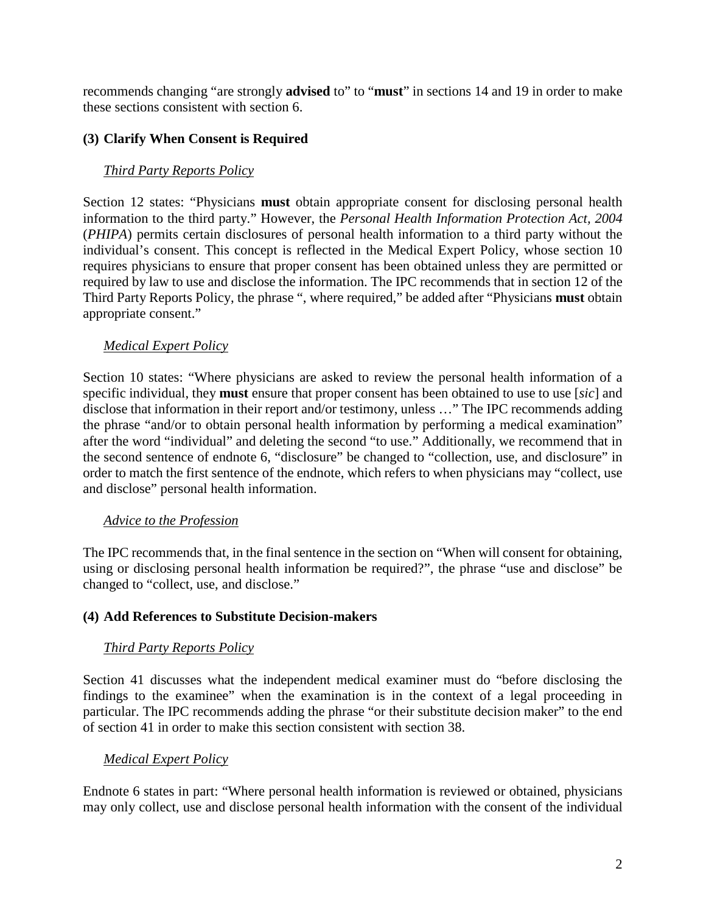recommends changing "are strongly **advised** to" to "**must**" in sections 14 and 19 in order to make these sections consistent with section 6.

### (3) Clarify When Consent is Required

*Third Party Reports Policy*

Section 12 states: "Physicians **must** obtain appropriate consent for disclosing personal health information to the third party." However, the *Personal Health Information Protection Act, 2004* (*PHIPA*) permits certain disclosures of personal health information to a third party without the individual's consent. This concept is reflected in the Medical Expert Policy, whose section 10 requires physicians to ensure that proper consent has been obtained unless they are permitted or required by law to use and disclose the information. The IPC recommends that in section 12 of the Third Party Reports Policy, the phrase ", where required," be added after "Physicians **must** obtain appropriate consent."

*Medical Expert Policy*

Section 10 states: "Where physicians are asked to review the personal health information of a specific individual, they **must** ensure that proper consent has been obtained to use to use [*sic*] and disclose that information in their report and/or testimony, unless …" The IPC recommends adding the phrase "and/or to obtain personal health information by performing a medical examination" after the word "individual" and deleting the second "to use." Additionally, we recommend that in the second sentence of endnote 6, "disclosure" be changed to "collection, use, and disclosure" in order to match the first sentence of the endnote, which refers to when physicians may "collect, use and disclose" personal health information.

*Advice to the Profession*

The IPC recommends that, in the final sentence in the section on "When will consent for obtaining, using or disclosing personal health information be required?", the phrase "use and disclose" be changed to "collect, use, and disclose."

### (4) Add References to Substitute Decision-makers

*Third Party Reports Policy*

Section 41 discusses what the independent medical examiner must do "before disclosing the findings to the examinee" when the examination is in the context of a legal proceeding in particular. The IPC recommends adding the phrase "or their substitute decision maker" to the end of section 41 in order to make this section consistent with section 38.

*Medical Expert Policy*

Endnote 6 states in part: "Where personal health information is reviewed or obtained, physicians may only collect, use and disclose personal health information with the consent of the individual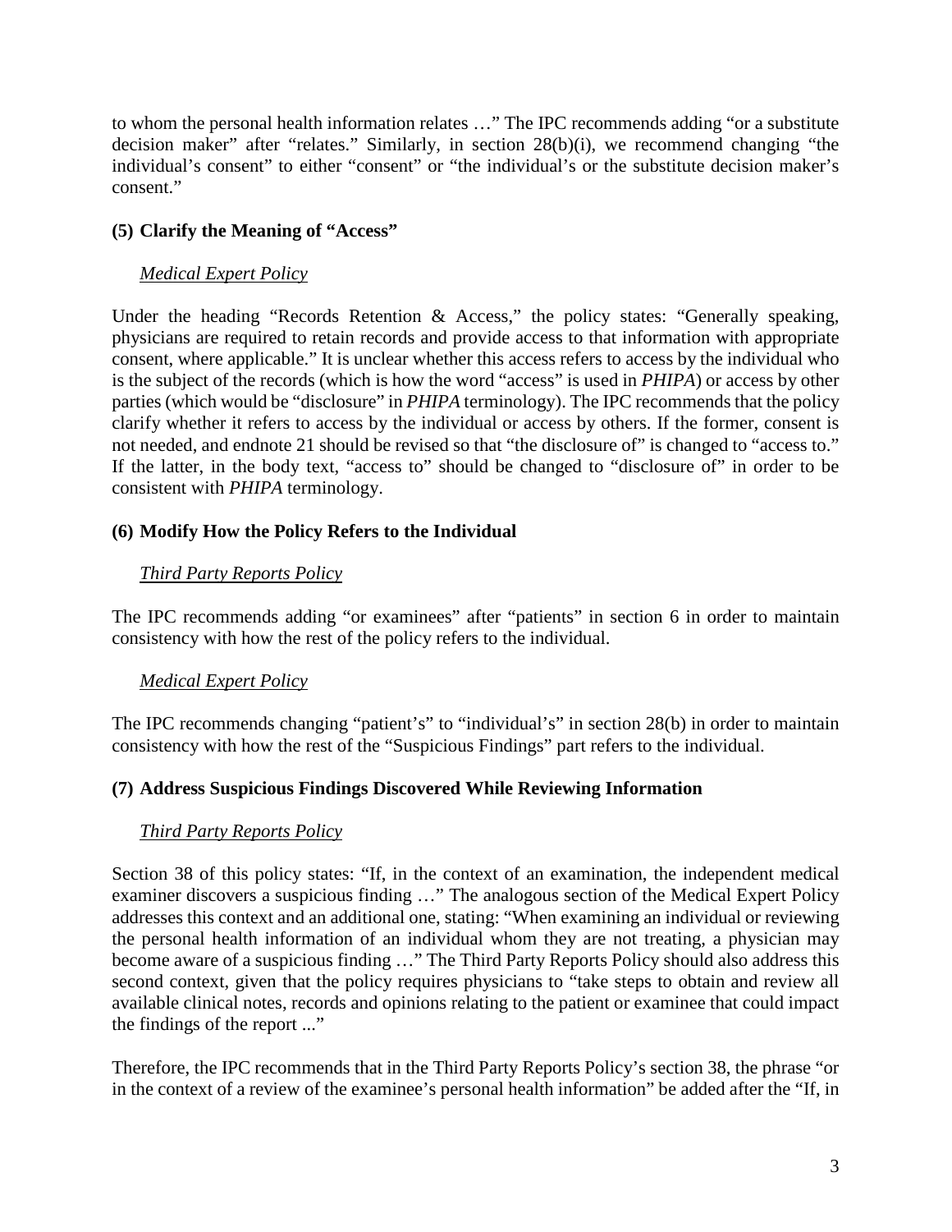to whom the personal health information relates …" The IPC recommends adding "or a substitute decision maker" after "relates." Similarly, in section 28(b)(i), we recommend changing "the individual's consent" to either "consent" or "the individual's or the substitute decision maker's consent."

### (5) Clarify the Meaning of "Access"

*Medical Expert Policy*

Under the heading "Records Retention & Access," the policy states: "Generally speaking, physicians are required to retain records and provide access to that information with appropriate consent, where applicable." It is unclear whether this access refers to access by the individual who is the subject of the records (which is how the word "access" is used in *PHIPA*) or access by other parties (which would be "disclosure" in *PHIPA* terminology). The IPC recommends that the policy clarify whether it refers to access by the individual or access by others. If the former, consent is not needed, and endnote 21 should be revised so that "the disclosure of" is changed to "access to." If the latter, in the body text, "access to" should be changed to "disclosure of" in order to be consistent with *PHIPA* terminology.

### (6) Modify How the Policy Refers to the Individual

*Third Party Reports Policy*

The IPC recommends adding "or examinees" after "patients" in section 6 in order to maintain consistency with how the rest of the policy refers to the individual.

*Medical Expert Policy*

The IPC recommends changing "patient's" to "individual's" in section 28(b) in order to maintain consistency with how the rest of the "Suspicious Findings" part refers to the individual.

### (7) Address Suspicious Findings Discovered While Reviewing Information

*Third Party Reports Policy*

Section 38 of this policy states: "If, in the context of an examination, the independent medical examiner discovers a suspicious finding …" The analogous section of the Medical Expert Policy addresses this context and an additional one, stating: "When examining an individual or reviewing the personal health information of an individual whom they are not treating, a physician may become aware of a suspicious finding …" The Third Party Reports Policy should also address this second context, given that the policy requires physicians to "take steps to obtain and review all available clinical notes, records and opinions relating to the patient or examinee that could impact the findings of the report ..."

Therefore, the IPC recommends that in the Third Party Reports Policy's section 38, the phrase "or in the context of a review of the examinee's personal health information" be added after the "If, in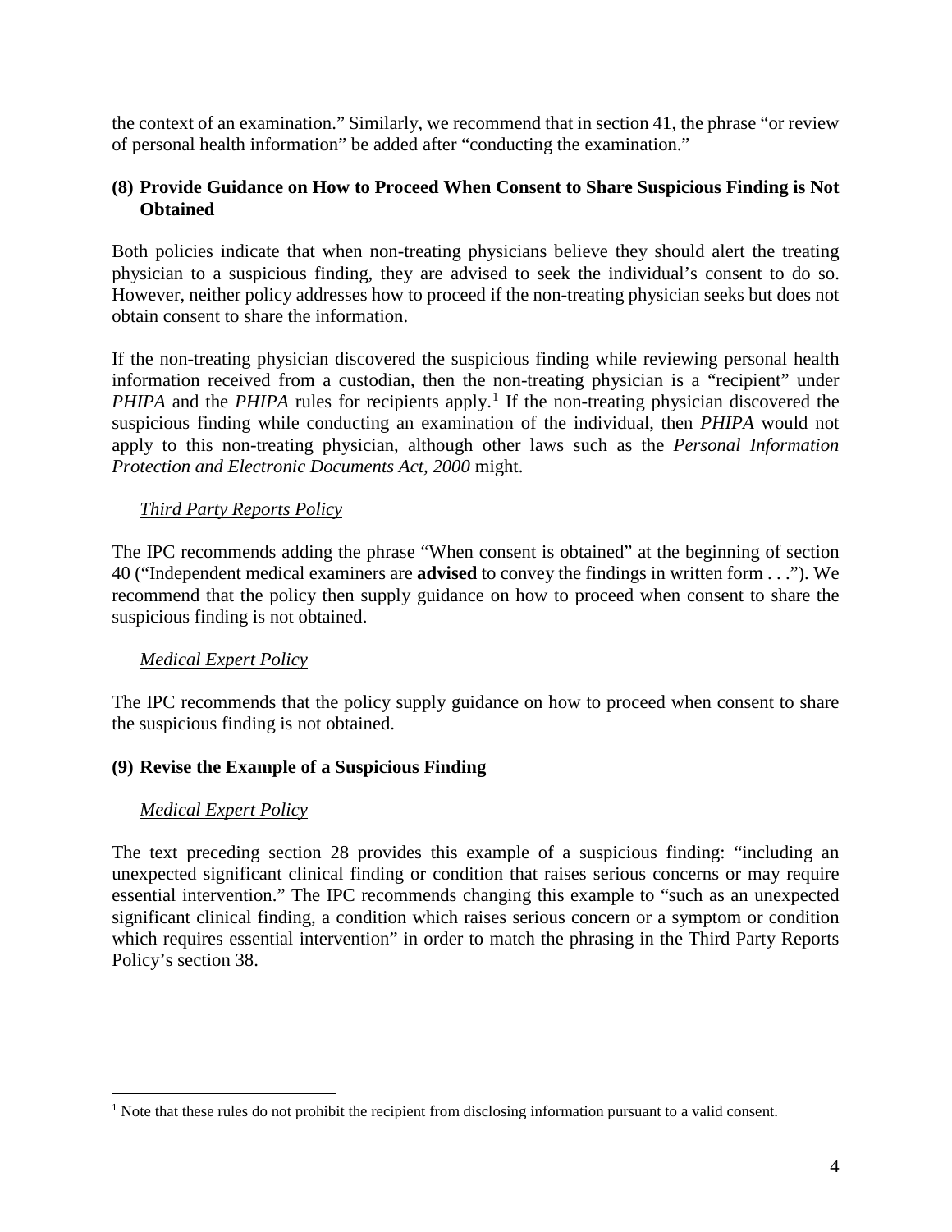the context of an examination." Similarly, we recommend that in section 41, the phrase "or review of personal health information" be added after "conducting the examination."

### (8) Provide Guidance on How to Proceed When Consent to Share Suspicious Finding is Not Obtained

Both policies indicate that when non-treating physicians believe they should alert the treating physician to a suspicious finding, they are advised to seek the individual's consent to do so. However, neither policy addresses how to proceed if the non-treating physician seeks but does not obtain consent to share the information.

If the non-treating physician discovered the suspicious finding while reviewing personal health information received from a custodian, then the non-treating physician is a "recipient" under *PHIPA* and the *PHIPA* rules for recipients apply.[1] If the non-treating physician discovered the suspicious finding while conducting an examination of the individual, then *PHIPA* would not apply to this non-treating physician, although other laws such as the *Personal Information Protection and Electronic Documents Act, 2000* might.

*Third Party Reports Policy*

The IPC recommends adding the phrase "When consent is obtained" at the beginning of section 40 ("Independent medical examiners are **advised** to convey the findings in written form . . ."). We recommend that the policy then supply guidance on how to proceed when consent to share the suspicious finding is not obtained.

*Medical Expert Policy*

The IPC recommends that the policy supply guidance on how to proceed when consent to share the suspicious finding is not obtained.

### (9) Revise the Example of a Suspicious Finding

*Medical Expert Policy*

The text preceding section 28 provides this example of a suspicious finding: "including an unexpected significant clinical finding or condition that raises serious concerns or may require essential intervention." The IPC recommends changing this example to "such as an unexpected significant clinical finding, a condition which raises serious concern or a symptom or condition which requires essential intervention" in order to match the phrasing in the Third Party Reports Policy's section 38.

---

[1] Note that these rules do not prohibit the recipient from disclosing information pursuant to a valid consent.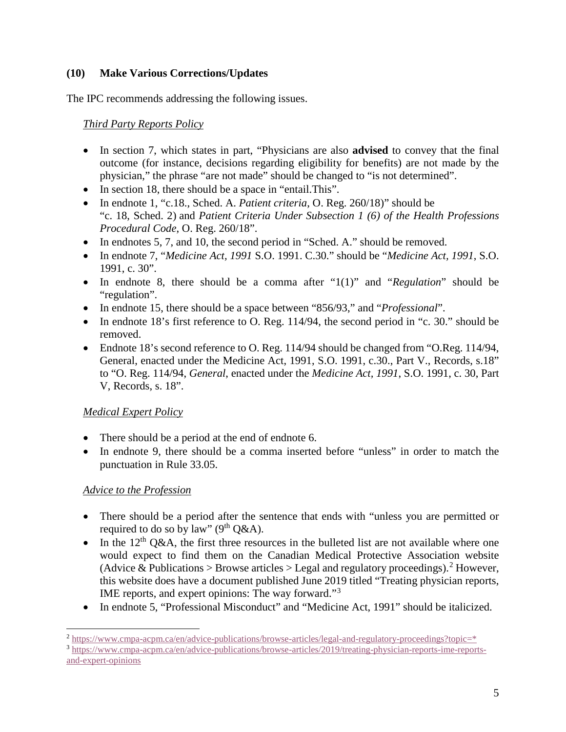### (10) Make Various Corrections/Updates

The IPC recommends addressing the following issues.

*Third Party Reports Policy*

- In section 7, which states in part, "Physicians are also **advised** to convey that the final outcome (for instance, decisions regarding eligibility for benefits) are not made by the physician," the phrase "are not made" should be changed to "is not determined".
- In section 18, there should be a space in "entail.This".
- In endnote 1, "c.18., Sched. A. *Patient criteria*, O. Reg. 260/18)" should be "c. 18, Sched. 2) and *Patient Criteria Under Subsection 1 (6) of the Health Professions Procedural Code*, O. Reg. 260/18".
- In endnotes 5, 7, and 10, the second period in "Sched. A." should be removed.
- In endnote 7, "*Medicine Act, 1991* S.O. 1991. C.30." should be "*Medicine Act, 1991*, S.O. 1991, c. 30".
- In endnote 8, there should be a comma after "1(1)" and "*Regulation*" should be "regulation".
- In endnote 15, there should be a space between "856/93," and "*Professional*".
- In endnote 18's first reference to O. Reg. 114/94, the second period in "c. 30." should be removed.
- Endnote 18's second reference to O. Reg. 114/94 should be changed from "O.Reg. 114/94, General, enacted under the Medicine Act, 1991, S.O. 1991, c.30., Part V., Records, s.18" to "O. Reg. 114/94, *General*, enacted under the *Medicine Act, 1991*, S.O. 1991, c. 30, Part V, Records, s. 18".

*Medical Expert Policy*

- There should be a period at the end of endnote 6.
- In endnote 9, there should be a comma inserted before "unless" in order to match the punctuation in Rule 33.05.

*Advice to the Profession*

- There should be a period after the sentence that ends with "unless you are permitted or required to do so by law" (9th Q&A).
- In the 12th Q&A, the first three resources in the bulleted list are not available where one would expect to find them on the Canadian Medical Protective Association website (Advice & Publications > Browse articles > Legal and regulatory proceedings).[2] However, this website does have a document published June 2019 titled "Treating physician reports, IME reports, and expert opinions: The way forward."[3]
- In endnote 5, "Professional Misconduct" and "Medicine Act, 1991" should be italicized.

---

[2] https://www.cmpa-acpm.ca/en/advice-publications/browse-articles/legal-and-regulatory-proceedings?topic=*

[3] https://www.cmpa-acpm.ca/en/advice-publications/browse-articles/2019/treating-physician-reports-ime-reports-and-expert-opinions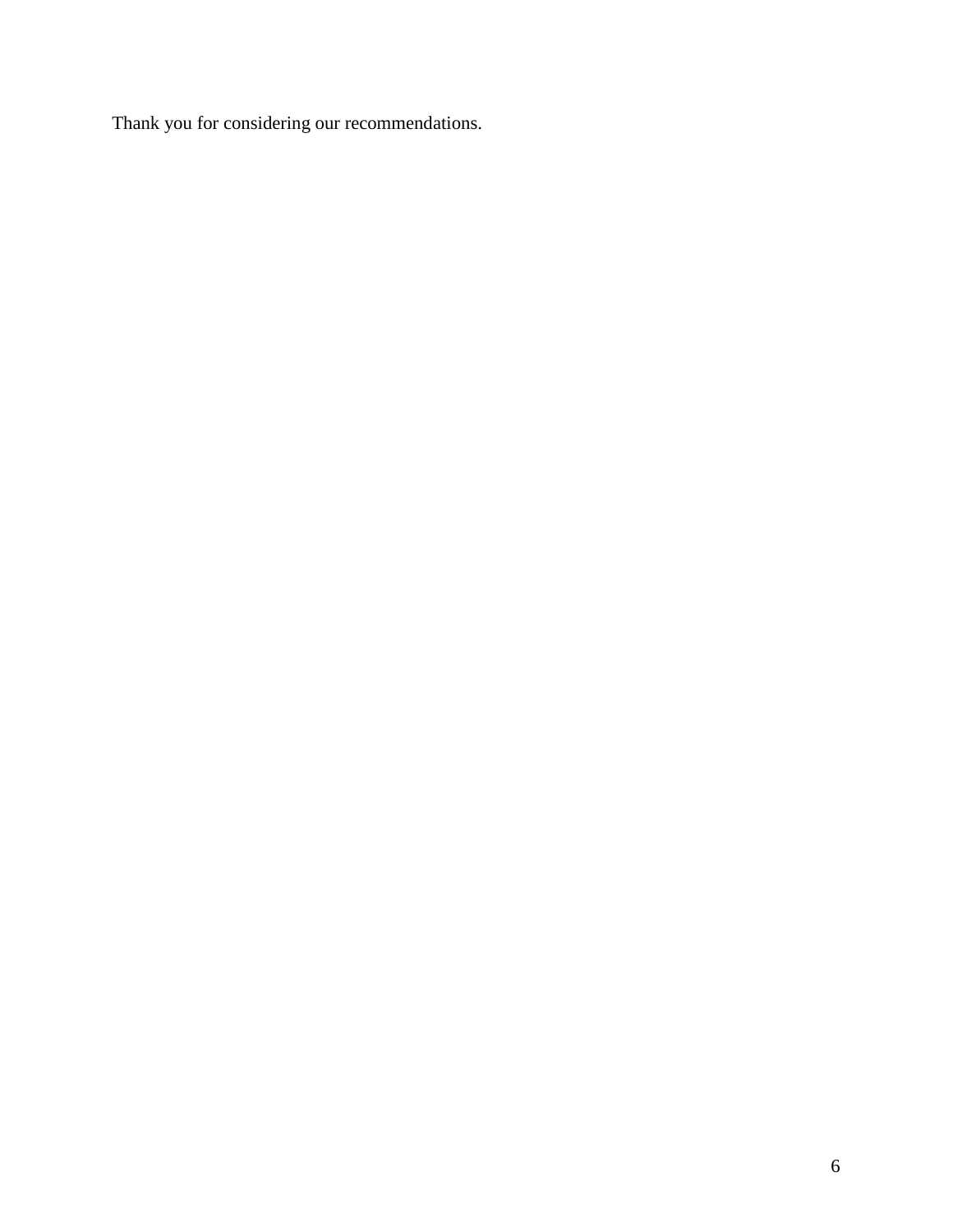Thank you for considering our recommendations.